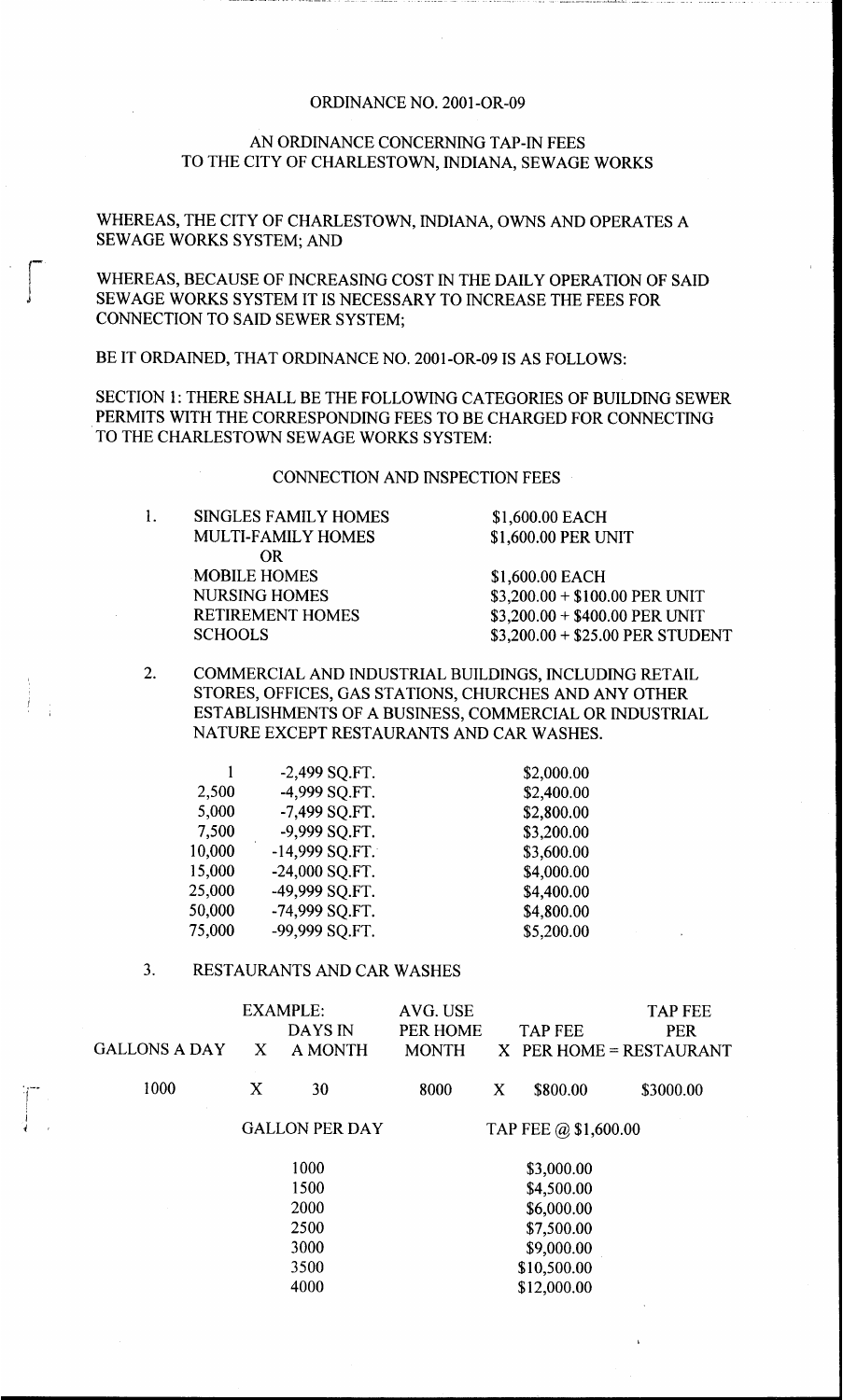ORDINANCE NO. 2001-OR-09

AN ORDINANCE CONCERNING TAP-IN FEES TO THE CITY OF CHARLESTOWN, INDIANA, SEWAGE WORKS

WHEREAS, THE CITY OF CHARLESTOWN, INDIANA, OWNS AND OPERATES A SEWAGE WORKS SYSTEM; AND

WHEREAS, BECAUSE OF INCREASING COST IN THE DAILY OPERATION OF SAID SEWAGE WORKS SYSTEM IT IS NECESSARY TO INCREASE THE FEES FOR CONNECTION TO SAID SEWER SYSTEM;

BE IT ORDAINED, THAT ORDINANCE NO. 2001-OR-09 IS AS FOLLOWS:

SECTION 1: THERE SHALL BE THE FOLLOWING CATEGORIES OF BUILDING SEWER PERMITS WITH THE CORRESPONDING FEES TO BE CHARGED FOR CONNECTING TO THE CHARLESTOWN SEWAGE WORKS SYSTEM:

CONNECTION AND INSPECTION FEES

1.

| | |
|---|---|
| SINGLES FAMILY HOMES | $1,600.00 EACH |
| MULTI-FAMILY HOMES | $1,600.00 PER UNIT |
| OR | |
| MOBILE HOMES | $1,600.00 EACH |
| NURSING HOMES | $3,200.00 + $100.00 PER UNIT |
| RETIREMENT HOMES | $3,200.00 + $400.00 PER UNIT |
| SCHOOLS | $3,200.00 + $25.00 PER STUDENT |

2. COMMERCIAL AND INDUSTRIAL BUILDINGS, INCLUDING RETAIL STORES, OFFICES, GAS STATIONS, CHURCHES AND ANY OTHER ESTABLISHMENTS OF A BUSINESS, COMMERCIAL OR INDUSTRIAL NATURE EXCEPT RESTAURANTS AND CAR WASHES.

| | | |
|---|---|---|
| 1 | -2,499 SQ.FT. | $2,000.00 |
| 2,500 | -4,999 SQ.FT. | $2,400.00 |
| 5,000 | -7,499 SQ.FT. | $2,800.00 |
| 7,500 | -9,999 SQ.FT. | $3,200.00 |
| 10,000 | -14,999 SQ.FT. | $3,600.00 |
| 15,000 | -24,000 SQ.FT. | $4,000.00 |
| 25,000 | -49,999 SQ.FT. | $4,400.00 |
| 50,000 | -74,999 SQ.FT. | $4,800.00 |
| 75,000 | -99,999 SQ.FT. | $5,200.00 |

3. RESTAURANTS AND CAR WASHES

| GALLONS A DAY | X | EXAMPLE: DAYS IN A MONTH | AVG. USE PER HOME MONTH | X | TAP FEE PER HOME | = | TAP FEE PER RESTAURANT |
|---|---|---|---|---|---|---|---|
| 1000 | X | 30 | 8000 | X | $800.00 | | $3000.00 |

| GALLON PER DAY | TAP FEE @ $1,600.00 |
|---|---|
| 1000 | $3,000.00 |
| 1500 | $4,500.00 |
| 2000 | $6,000.00 |
| 2500 | $7,500.00 |
| 3000 | $9,000.00 |
| 3500 | $10,500.00 |
| 4000 | $12,000.00 |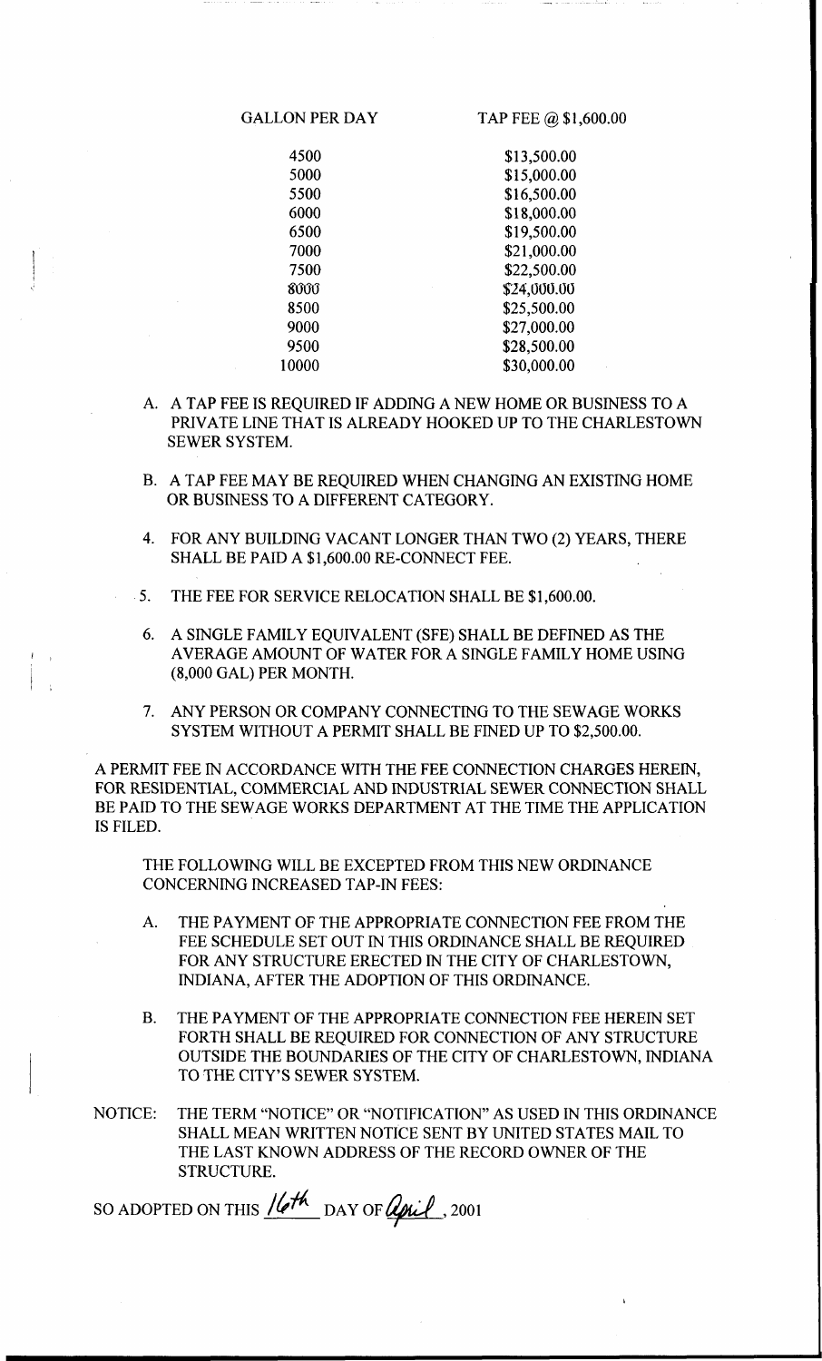| GALLON PER DAY | TAP FEE @ $1,600.00 |
|---|---|
| 4500 | $13,500.00 |
| 5000 | $15,000.00 |
| 5500 | $16,500.00 |
| 6000 | $18,000.00 |
| 6500 | $19,500.00 |
| 7000 | $21,000.00 |
| 7500 | $22,500.00 |
| 8000 | $24,000.00 |
| 8500 | $25,500.00 |
| 9000 | $27,000.00 |
| 9500 | $28,500.00 |
| 10000 | $30,000.00 |

A. A TAP FEE IS REQUIRED IF ADDING A NEW HOME OR BUSINESS TO A PRIVATE LINE THAT IS ALREADY HOOKED UP TO THE CHARLESTOWN SEWER SYSTEM.

B. A TAP FEE MAY BE REQUIRED WHEN CHANGING AN EXISTING HOME OR BUSINESS TO A DIFFERENT CATEGORY.

4. FOR ANY BUILDING VACANT LONGER THAN TWO (2) YEARS, THERE SHALL BE PAID A $1,600.00 RE-CONNECT FEE.

5. THE FEE FOR SERVICE RELOCATION SHALL BE $1,600.00.

6. A SINGLE FAMILY EQUIVALENT (SFE) SHALL BE DEFINED AS THE AVERAGE AMOUNT OF WATER FOR A SINGLE FAMILY HOME USING (8,000 GAL) PER MONTH.

7. ANY PERSON OR COMPANY CONNECTING TO THE SEWAGE WORKS SYSTEM WITHOUT A PERMIT SHALL BE FINED UP TO $2,500.00.

A PERMIT FEE IN ACCORDANCE WITH THE FEE CONNECTION CHARGES HEREIN, FOR RESIDENTIAL, COMMERCIAL AND INDUSTRIAL SEWER CONNECTION SHALL BE PAID TO THE SEWAGE WORKS DEPARTMENT AT THE TIME THE APPLICATION IS FILED.

THE FOLLOWING WILL BE EXCEPTED FROM THIS NEW ORDINANCE CONCERNING INCREASED TAP-IN FEES:

A. THE PAYMENT OF THE APPROPRIATE CONNECTION FEE FROM THE FEE SCHEDULE SET OUT IN THIS ORDINANCE SHALL BE REQUIRED FOR ANY STRUCTURE ERECTED IN THE CITY OF CHARLESTOWN, INDIANA, AFTER THE ADOPTION OF THIS ORDINANCE.

B. THE PAYMENT OF THE APPROPRIATE CONNECTION FEE HEREIN SET FORTH SHALL BE REQUIRED FOR CONNECTION OF ANY STRUCTURE OUTSIDE THE BOUNDARIES OF THE CITY OF CHARLESTOWN, INDIANA TO THE CITY'S SEWER SYSTEM.

NOTICE: THE TERM "NOTICE" OR "NOTIFICATION" AS USED IN THIS ORDINANCE SHALL MEAN WRITTEN NOTICE SENT BY UNITED STATES MAIL TO THE LAST KNOWN ADDRESS OF THE RECORD OWNER OF THE STRUCTURE.

SO ADOPTED ON THIS 16th DAY OF April, 2001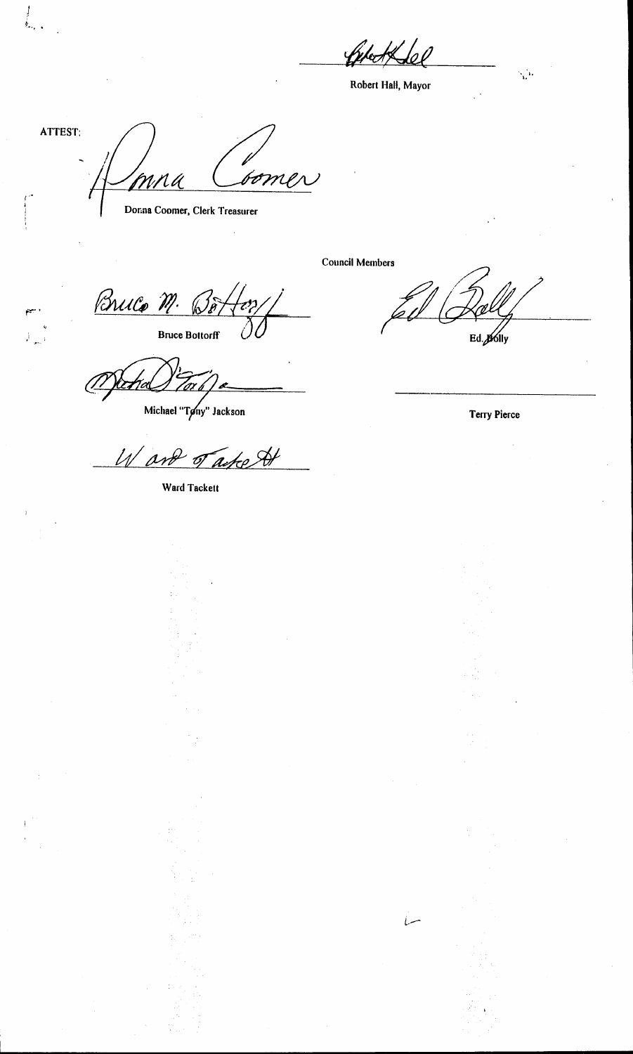Robert Hall, Mayor

ATTEST:

Donna Coomer, Clerk Treasurer

Council Members

| | |
|---|---|
| Bruce Bottorff | Ed Bolly |
| Michael "Tony" Jackson | Terry Pierce |
| Ward Tackett | |